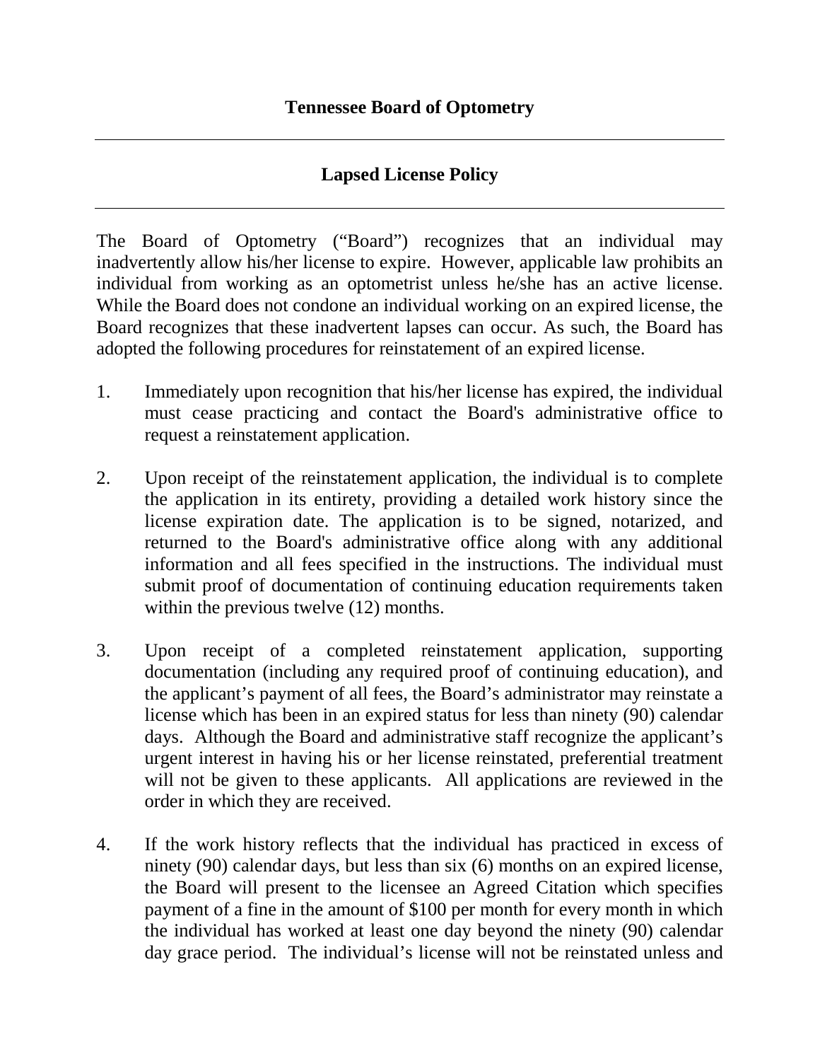# Tennessee Board of Optometry

---

## Lapsed License Policy

---

The Board of Optometry ("Board") recognizes that an individual may inadvertently allow his/her license to expire. However, applicable law prohibits an individual from working as an optometrist unless he/she has an active license. While the Board does not condone an individual working on an expired license, the Board recognizes that these inadvertent lapses can occur. As such, the Board has adopted the following procedures for reinstatement of an expired license.

1. Immediately upon recognition that his/her license has expired, the individual must cease practicing and contact the Board's administrative office to request a reinstatement application.

2. Upon receipt of the reinstatement application, the individual is to complete the application in its entirety, providing a detailed work history since the license expiration date. The application is to be signed, notarized, and returned to the Board's administrative office along with any additional information and all fees specified in the instructions. The individual must submit proof of documentation of continuing education requirements taken within the previous twelve (12) months.

3. Upon receipt of a completed reinstatement application, supporting documentation (including any required proof of continuing education), and the applicant's payment of all fees, the Board's administrator may reinstate a license which has been in an expired status for less than ninety (90) calendar days. Although the Board and administrative staff recognize the applicant's urgent interest in having his or her license reinstated, preferential treatment will not be given to these applicants. All applications are reviewed in the order in which they are received.

4. If the work history reflects that the individual has practiced in excess of ninety (90) calendar days, but less than six (6) months on an expired license, the Board will present to the licensee an Agreed Citation which specifies payment of a fine in the amount of $100 per month for every month in which the individual has worked at least one day beyond the ninety (90) calendar day grace period. The individual's license will not be reinstated unless and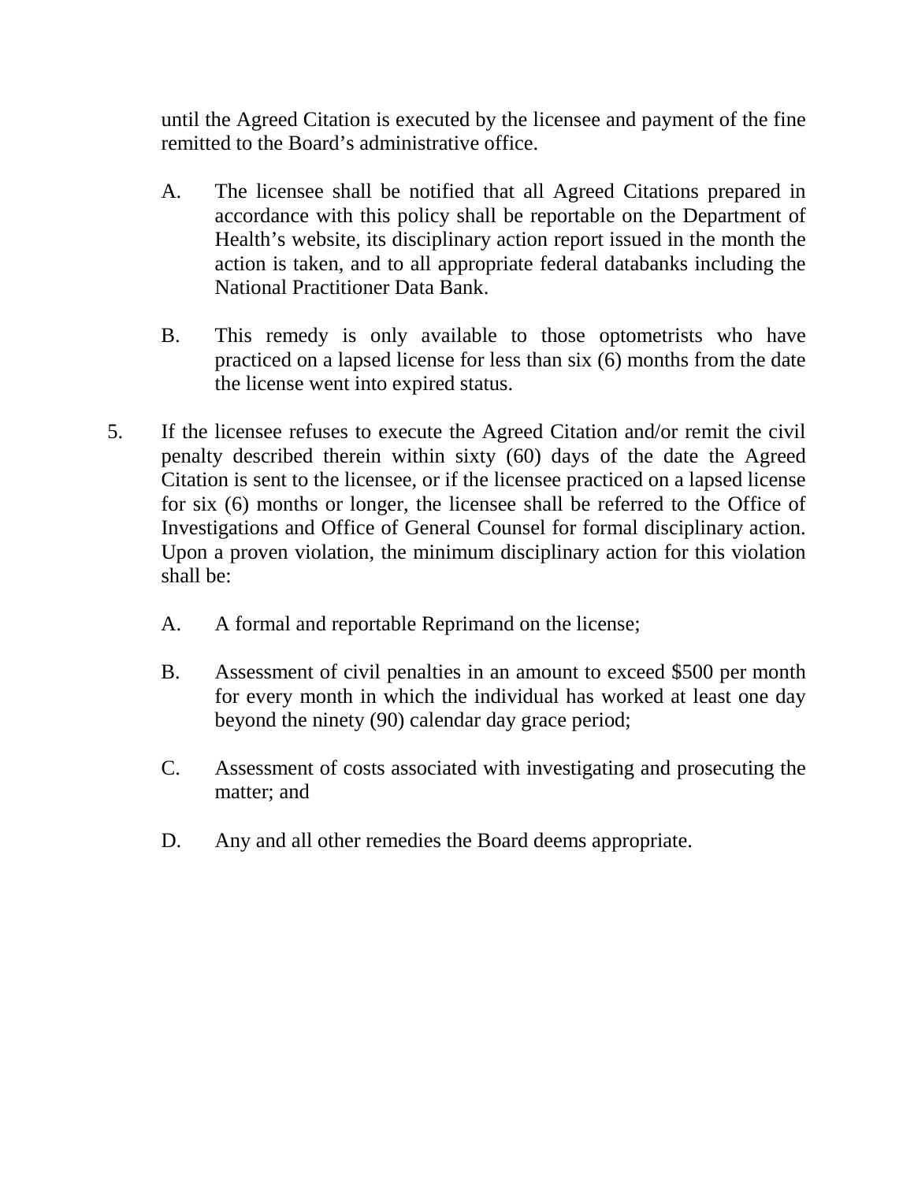until the Agreed Citation is executed by the licensee and payment of the fine remitted to the Board's administrative office.

A. The licensee shall be notified that all Agreed Citations prepared in accordance with this policy shall be reportable on the Department of Health's website, its disciplinary action report issued in the month the action is taken, and to all appropriate federal databanks including the National Practitioner Data Bank.

B. This remedy is only available to those optometrists who have practiced on a lapsed license for less than six (6) months from the date the license went into expired status.

5. If the licensee refuses to execute the Agreed Citation and/or remit the civil penalty described therein within sixty (60) days of the date the Agreed Citation is sent to the licensee, or if the licensee practiced on a lapsed license for six (6) months or longer, the licensee shall be referred to the Office of Investigations and Office of General Counsel for formal disciplinary action. Upon a proven violation, the minimum disciplinary action for this violation shall be:

   A. A formal and reportable Reprimand on the license;

   B. Assessment of civil penalties in an amount to exceed $500 per month for every month in which the individual has worked at least one day beyond the ninety (90) calendar day grace period;

   C. Assessment of costs associated with investigating and prosecuting the matter; and

   D. Any and all other remedies the Board deems appropriate.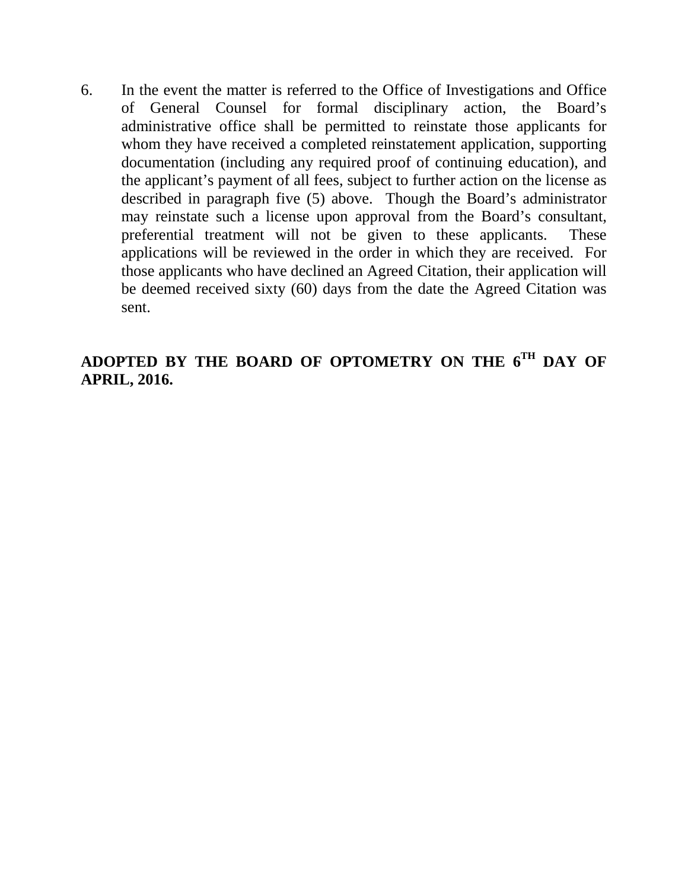6. In the event the matter is referred to the Office of Investigations and Office of General Counsel for formal disciplinary action, the Board's administrative office shall be permitted to reinstate those applicants for whom they have received a completed reinstatement application, supporting documentation (including any required proof of continuing education), and the applicant's payment of all fees, subject to further action on the license as described in paragraph five (5) above. Though the Board's administrator may reinstate such a license upon approval from the Board's consultant, preferential treatment will not be given to these applicants. These applications will be reviewed in the order in which they are received. For those applicants who have declined an Agreed Citation, their application will be deemed received sixty (60) days from the date the Agreed Citation was sent.

**ADOPTED BY THE BOARD OF OPTOMETRY ON THE 6TH DAY OF APRIL, 2016.**